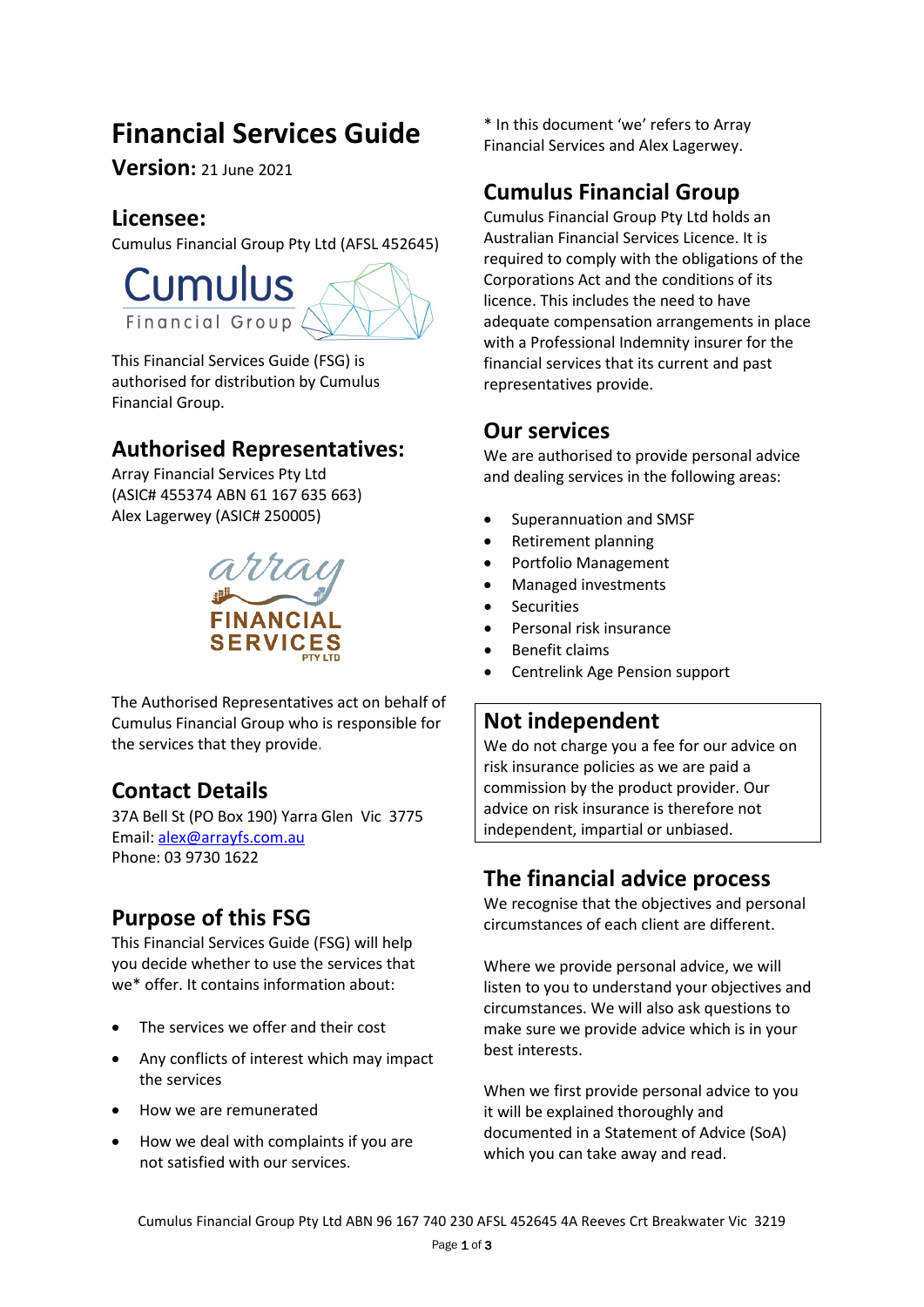# Financial Services Guide

**Version:** 21 June 2021

## Licensee:

Cumulus Financial Group Pty Ltd (AFSL 452645)

This Financial Services Guide (FSG) is authorised for distribution by Cumulus Financial Group.

## Authorised Representatives:

Array Financial Services Pty Ltd
(ASIC# 455374 ABN 61 167 635 663)
Alex Lagerwey (ASIC# 250005)

The Authorised Representatives act on behalf of Cumulus Financial Group who is responsible for the services that they provide.

## Contact Details

37A Bell St (PO Box 190) Yarra Glen Vic 3775
Email: alex@arrayfs.com.au
Phone: 03 9730 1622

## Purpose of this FSG

This Financial Services Guide (FSG) will help you decide whether to use the services that we* offer. It contains information about:

- The services we offer and their cost
- Any conflicts of interest which may impact the services
- How we are remunerated
- How we deal with complaints if you are not satisfied with our services.

* In this document 'we' refers to Array Financial Services and Alex Lagerwey.

## Cumulus Financial Group

Cumulus Financial Group Pty Ltd holds an Australian Financial Services Licence. It is required to comply with the obligations of the Corporations Act and the conditions of its licence. This includes the need to have adequate compensation arrangements in place with a Professional Indemnity insurer for the financial services that its current and past representatives provide.

## Our services

We are authorised to provide personal advice and dealing services in the following areas:

- Superannuation and SMSF
- Retirement planning
- Portfolio Management
- Managed investments
- Securities
- Personal risk insurance
- Benefit claims
- Centrelink Age Pension support

## Not independent

We do not charge you a fee for our advice on risk insurance policies as we are paid a commission by the product provider. Our advice on risk insurance is therefore not independent, impartial or unbiased.

## The financial advice process

We recognise that the objectives and personal circumstances of each client are different.

Where we provide personal advice, we will listen to you to understand your objectives and circumstances. We will also ask questions to make sure we provide advice which is in your best interests.

When we first provide personal advice to you it will be explained thoroughly and documented in a Statement of Advice (SoA) which you can take away and read.

Cumulus Financial Group Pty Ltd ABN 96 167 740 230 AFSL 452645 4A Reeves Crt Breakwater Vic 3219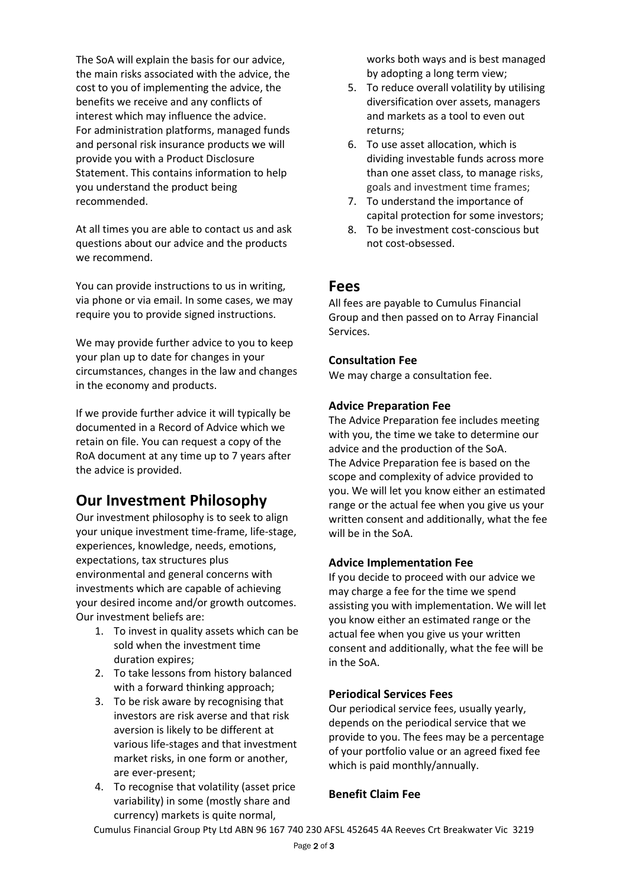The SoA will explain the basis for our advice, the main risks associated with the advice, the cost to you of implementing the advice, the benefits we receive and any conflicts of interest which may influence the advice. For administration platforms, managed funds and personal risk insurance products we will provide you with a Product Disclosure Statement. This contains information to help you understand the product being recommended.

At all times you are able to contact us and ask questions about our advice and the products we recommend.

You can provide instructions to us in writing, via phone or via email. In some cases, we may require you to provide signed instructions.

We may provide further advice to you to keep your plan up to date for changes in your circumstances, changes in the law and changes in the economy and products.

If we provide further advice it will typically be documented in a Record of Advice which we retain on file. You can request a copy of the RoA document at any time up to 7 years after the advice is provided.

## Our Investment Philosophy

Our investment philosophy is to seek to align your unique investment time-frame, life-stage, experiences, knowledge, needs, emotions, expectations, tax structures plus environmental and general concerns with investments which are capable of achieving your desired income and/or growth outcomes. Our investment beliefs are:

1. To invest in quality assets which can be sold when the investment time duration expires;
2. To take lessons from history balanced with a forward thinking approach;
3. To be risk aware by recognising that investors are risk averse and that risk aversion is likely to be different at various life-stages and that investment market risks, in one form or another, are ever-present;
4. To recognise that volatility (asset price variability) in some (mostly share and currency) markets is quite normal, works both ways and is best managed by adopting a long term view;
5. To reduce overall volatility by utilising diversification over assets, managers and markets as a tool to even out returns;
6. To use asset allocation, which is dividing investable funds across more than one asset class, to manage risks, goals and investment time frames;
7. To understand the importance of capital protection for some investors;
8. To be investment cost-conscious but not cost-obsessed.

## Fees

All fees are payable to Cumulus Financial Group and then passed on to Array Financial Services.

### Consultation Fee

We may charge a consultation fee.

### Advice Preparation Fee

The Advice Preparation fee includes meeting with you, the time we take to determine our advice and the production of the SoA.
The Advice Preparation fee is based on the scope and complexity of advice provided to you. We will let you know either an estimated range or the actual fee when you give us your written consent and additionally, what the fee will be in the SoA.

### Advice Implementation Fee

If you decide to proceed with our advice we may charge a fee for the time we spend assisting you with implementation. We will let you know either an estimated range or the actual fee when you give us your written consent and additionally, what the fee will be in the SoA.

### Periodical Services Fees

Our periodical service fees, usually yearly, depends on the periodical service that we provide to you. The fees may be a percentage of your portfolio value or an agreed fixed fee which is paid monthly/annually.

### Benefit Claim Fee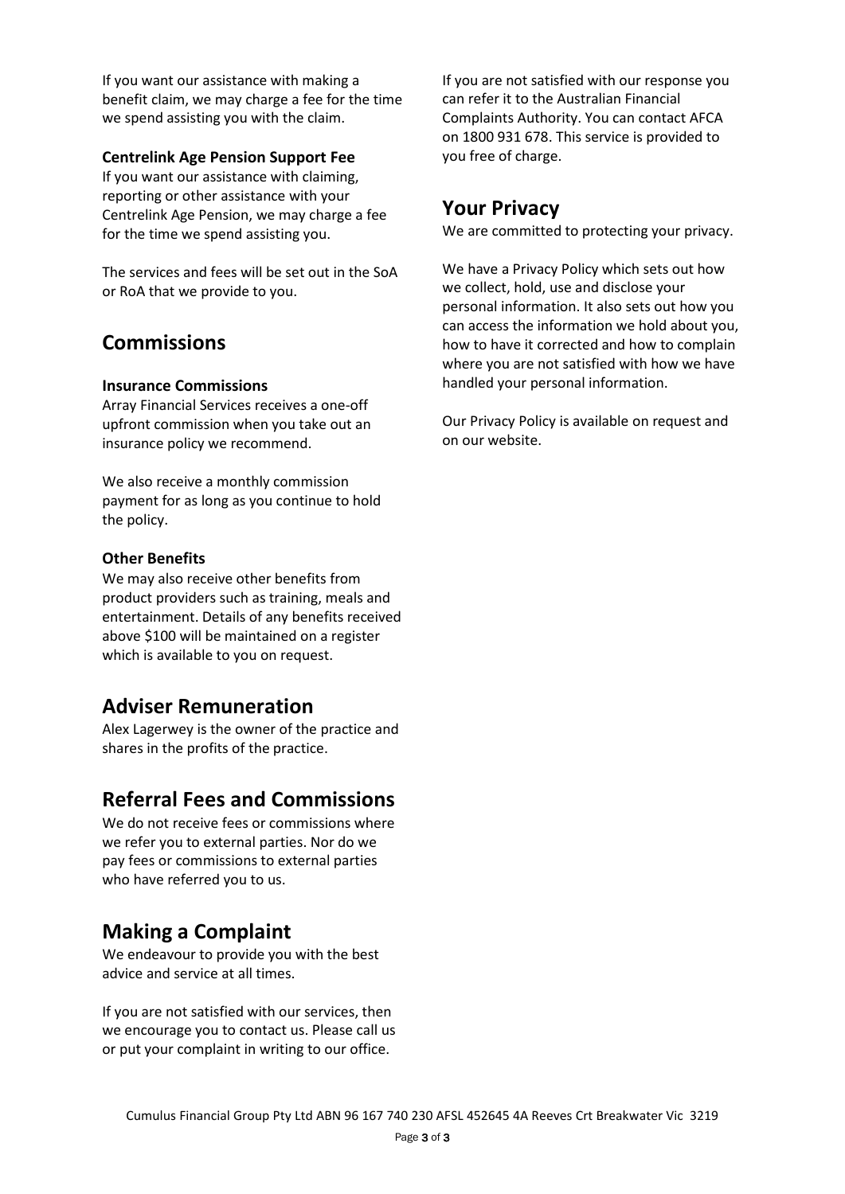If you want our assistance with making a benefit claim, we may charge a fee for the time we spend assisting you with the claim.

**Centrelink Age Pension Support Fee**
If you want our assistance with claiming, reporting or other assistance with your Centrelink Age Pension, we may charge a fee for the time we spend assisting you.

The services and fees will be set out in the SoA or RoA that we provide to you.

## Commissions

**Insurance Commissions**
Array Financial Services receives a one-off upfront commission when you take out an insurance policy we recommend.

We also receive a monthly commission payment for as long as you continue to hold the policy.

**Other Benefits**
We may also receive other benefits from product providers such as training, meals and entertainment. Details of any benefits received above $100 will be maintained on a register which is available to you on request.

## Adviser Remuneration

Alex Lagerwey is the owner of the practice and shares in the profits of the practice.

## Referral Fees and Commissions

We do not receive fees or commissions where we refer you to external parties. Nor do we pay fees or commissions to external parties who have referred you to us.

## Making a Complaint

We endeavour to provide you with the best advice and service at all times.

If you are not satisfied with our services, then we encourage you to contact us. Please call us or put your complaint in writing to our office.

If you are not satisfied with our response you can refer it to the Australian Financial Complaints Authority. You can contact AFCA on 1800 931 678. This service is provided to you free of charge.

## Your Privacy

We are committed to protecting your privacy.

We have a Privacy Policy which sets out how we collect, hold, use and disclose your personal information. It also sets out how you can access the information we hold about you, how to have it corrected and how to complain where you are not satisfied with how we have handled your personal information.

Our Privacy Policy is available on request and on our website.

Cumulus Financial Group Pty Ltd ABN 96 167 740 230 AFSL 452645 4A Reeves Crt Breakwater Vic 3219